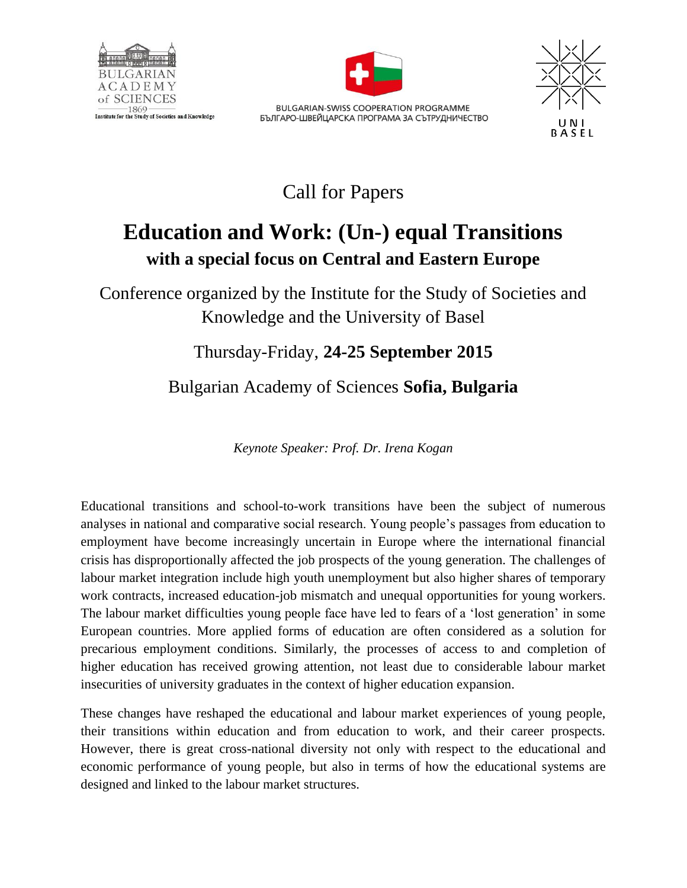BULGARIAN ACADEMY of SCIENCES
1869
Institute for the Study of Societies and Knowledge

BULGARIAN-SWISS COOPERATION PROGRAMME
БЪЛГАРО-ШВЕЙЦАРСКА ПРОГРАМА ЗА СЪТРУДНИЧЕСТВО

UNI BASEL

Call for Papers

# Education and Work: (Un-) equal Transitions

## with a special focus on Central and Eastern Europe

Conference organized by the Institute for the Study of Societies and Knowledge and the University of Basel

Thursday-Friday, **24-25 September 2015**

Bulgarian Academy of Sciences **Sofia, Bulgaria**

*Keynote Speaker: Prof. Dr. Irena Kogan*

Educational transitions and school-to-work transitions have been the subject of numerous analyses in national and comparative social research. Young people's passages from education to employment have become increasingly uncertain in Europe where the international financial crisis has disproportionally affected the job prospects of the young generation. The challenges of labour market integration include high youth unemployment but also higher shares of temporary work contracts, increased education-job mismatch and unequal opportunities for young workers. The labour market difficulties young people face have led to fears of a 'lost generation' in some European countries. More applied forms of education are often considered as a solution for precarious employment conditions. Similarly, the processes of access to and completion of higher education has received growing attention, not least due to considerable labour market insecurities of university graduates in the context of higher education expansion.

These changes have reshaped the educational and labour market experiences of young people, their transitions within education and from education to work, and their career prospects. However, there is great cross-national diversity not only with respect to the educational and economic performance of young people, but also in terms of how the educational systems are designed and linked to the labour market structures.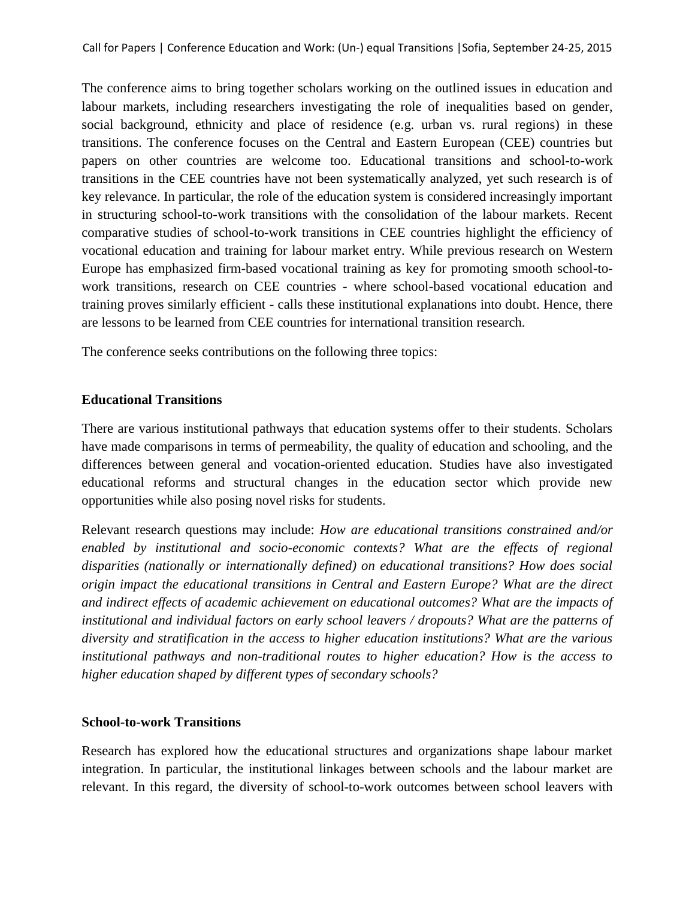The conference aims to bring together scholars working on the outlined issues in education and labour markets, including researchers investigating the role of inequalities based on gender, social background, ethnicity and place of residence (e.g. urban vs. rural regions) in these transitions. The conference focuses on the Central and Eastern European (CEE) countries but papers on other countries are welcome too. Educational transitions and school-to-work transitions in the CEE countries have not been systematically analyzed, yet such research is of key relevance. In particular, the role of the education system is considered increasingly important in structuring school-to-work transitions with the consolidation of the labour markets. Recent comparative studies of school-to-work transitions in CEE countries highlight the efficiency of vocational education and training for labour market entry. While previous research on Western Europe has emphasized firm-based vocational training as key for promoting smooth school-to-work transitions, research on CEE countries - where school-based vocational education and training proves similarly efficient - calls these institutional explanations into doubt. Hence, there are lessons to be learned from CEE countries for international transition research.

The conference seeks contributions on the following three topics:

**Educational Transitions**

There are various institutional pathways that education systems offer to their students. Scholars have made comparisons in terms of permeability, the quality of education and schooling, and the differences between general and vocation-oriented education. Studies have also investigated educational reforms and structural changes in the education sector which provide new opportunities while also posing novel risks for students.

Relevant research questions may include: *How are educational transitions constrained and/or enabled by institutional and socio-economic contexts? What are the effects of regional disparities (nationally or internationally defined) on educational transitions? How does social origin impact the educational transitions in Central and Eastern Europe? What are the direct and indirect effects of academic achievement on educational outcomes? What are the impacts of institutional and individual factors on early school leavers / dropouts? What are the patterns of diversity and stratification in the access to higher education institutions? What are the various institutional pathways and non-traditional routes to higher education? How is the access to higher education shaped by different types of secondary schools?*

**School-to-work Transitions**

Research has explored how the educational structures and organizations shape labour market integration. In particular, the institutional linkages between schools and the labour market are relevant. In this regard, the diversity of school-to-work outcomes between school leavers with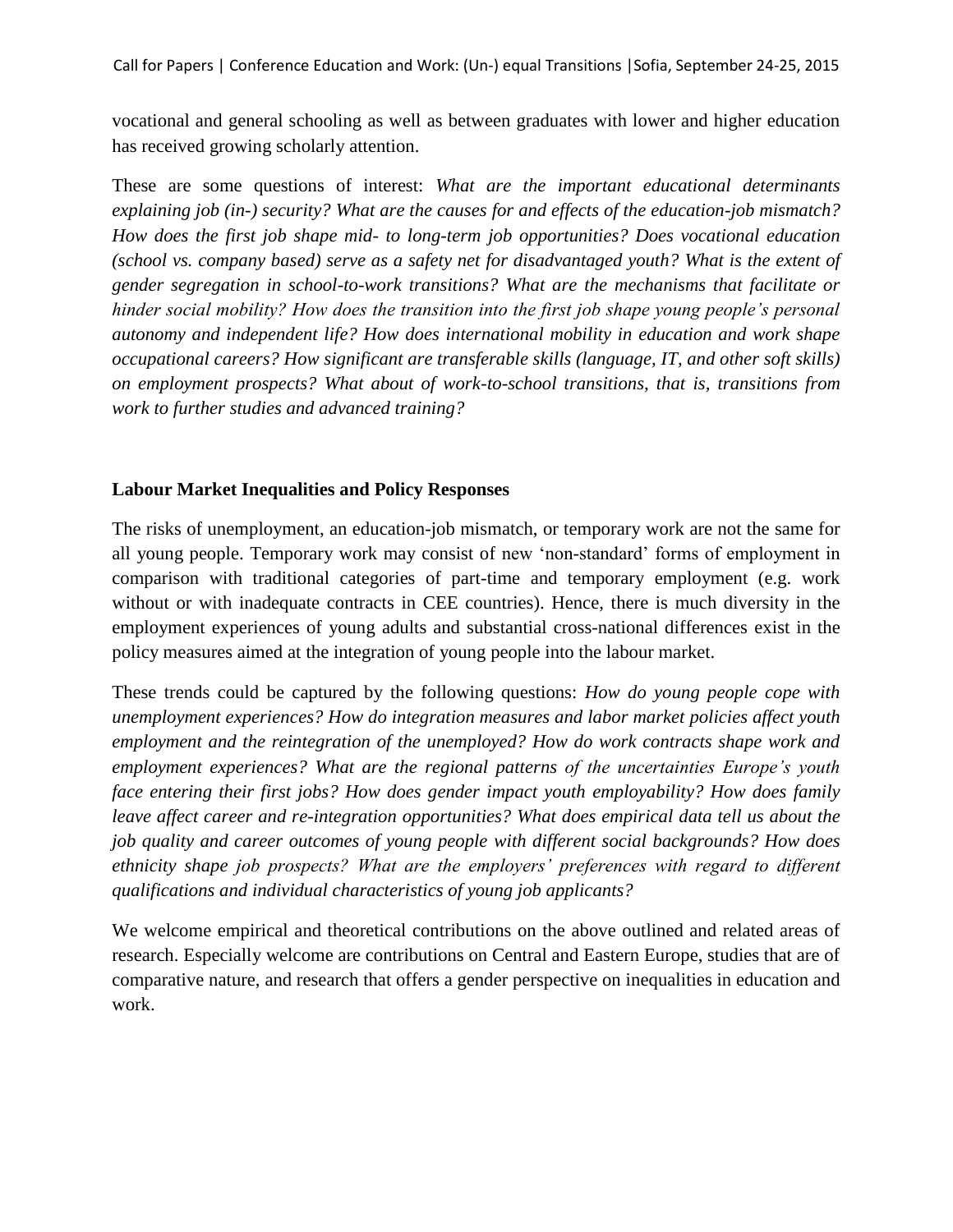vocational and general schooling as well as between graduates with lower and higher education has received growing scholarly attention.

These are some questions of interest: *What are the important educational determinants explaining job (in-) security? What are the causes for and effects of the education-job mismatch? How does the first job shape mid- to long-term job opportunities? Does vocational education (school vs. company based) serve as a safety net for disadvantaged youth? What is the extent of gender segregation in school-to-work transitions? What are the mechanisms that facilitate or hinder social mobility? How does the transition into the first job shape young people's personal autonomy and independent life? How does international mobility in education and work shape occupational careers? How significant are transferable skills (language, IT, and other soft skills) on employment prospects? What about of work-to-school transitions, that is, transitions from work to further studies and advanced training?*

**Labour Market Inequalities and Policy Responses**

The risks of unemployment, an education-job mismatch, or temporary work are not the same for all young people. Temporary work may consist of new 'non-standard' forms of employment in comparison with traditional categories of part-time and temporary employment (e.g. work without or with inadequate contracts in CEE countries). Hence, there is much diversity in the employment experiences of young adults and substantial cross-national differences exist in the policy measures aimed at the integration of young people into the labour market.

These trends could be captured by the following questions: *How do young people cope with unemployment experiences? How do integration measures and labor market policies affect youth employment and the reintegration of the unemployed? How do work contracts shape work and employment experiences? What are the regional patterns of the uncertainties Europe's youth face entering their first jobs? How does gender impact youth employability? How does family leave affect career and re-integration opportunities? What does empirical data tell us about the job quality and career outcomes of young people with different social backgrounds? How does ethnicity shape job prospects? What are the employers' preferences with regard to different qualifications and individual characteristics of young job applicants?*

We welcome empirical and theoretical contributions on the above outlined and related areas of research. Especially welcome are contributions on Central and Eastern Europe, studies that are of comparative nature, and research that offers a gender perspective on inequalities in education and work.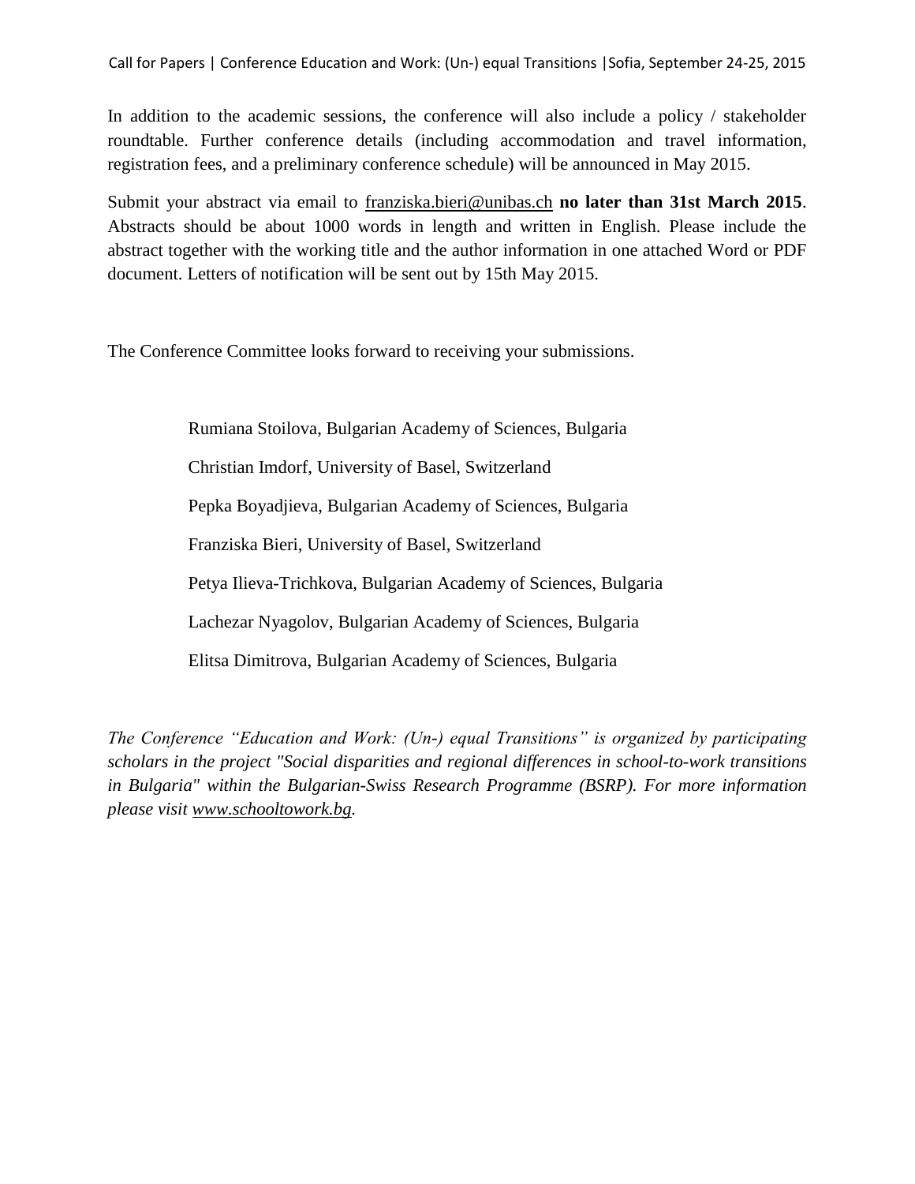In addition to the academic sessions, the conference will also include a policy / stakeholder roundtable. Further conference details (including accommodation and travel information, registration fees, and a preliminary conference schedule) will be announced in May 2015.

Submit your abstract via email to franziska.bieri@unibas.ch **no later than 31st March 2015**. Abstracts should be about 1000 words in length and written in English. Please include the abstract together with the working title and the author information in one attached Word or PDF document. Letters of notification will be sent out by 15th May 2015.

The Conference Committee looks forward to receiving your submissions.

Rumiana Stoilova, Bulgarian Academy of Sciences, Bulgaria

Christian Imdorf, University of Basel, Switzerland

Pepka Boyadjieva, Bulgarian Academy of Sciences, Bulgaria

Franziska Bieri, University of Basel, Switzerland

Petya Ilieva-Trichkova, Bulgarian Academy of Sciences, Bulgaria

Lachezar Nyagolov, Bulgarian Academy of Sciences, Bulgaria

Elitsa Dimitrova, Bulgarian Academy of Sciences, Bulgaria

*The Conference "Education and Work: (Un-) equal Transitions" is organized by participating scholars in the project "Social disparities and regional differences in school-to-work transitions in Bulgaria" within the Bulgarian-Swiss Research Programme (BSRP). For more information please visit www.schooltowork.bg.*